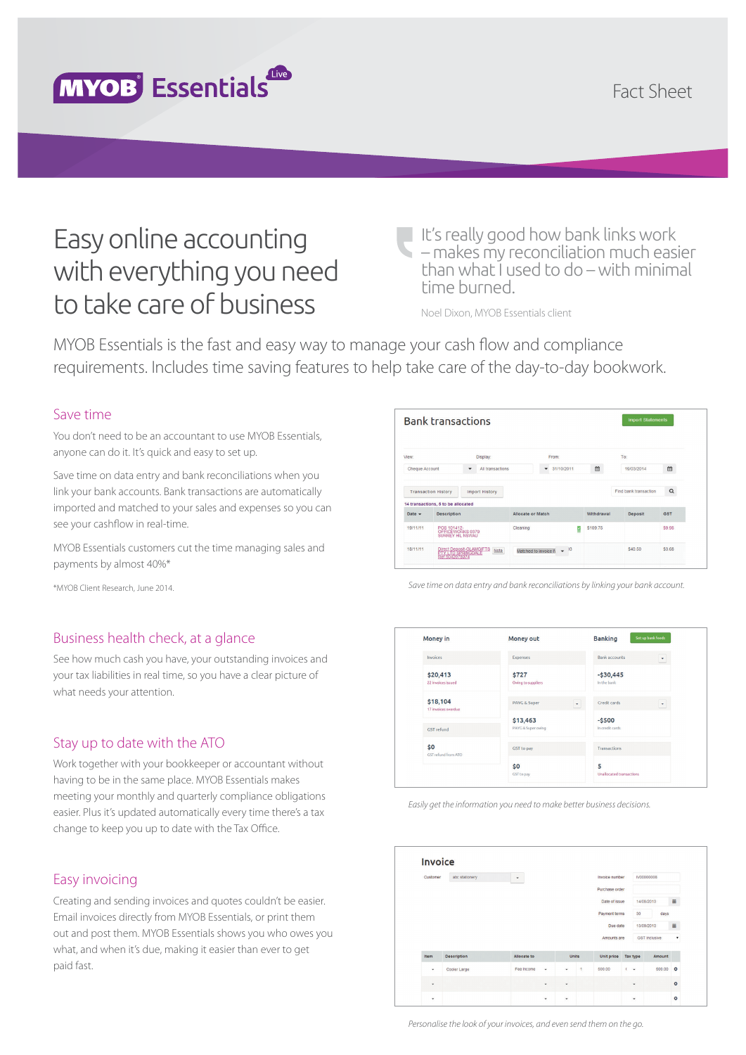# MYOB Essentials

Fact Sheet

# Easy online accounting with everything you need to take care of business

> It's really good how bank links work – makes my reconciliation much easier than what I used to do – with minimal time burned.
>
> Noel Dixon, MYOB Essentials client

MYOB Essentials is the fast and easy way to manage your cash flow and compliance requirements. Includes time saving features to help take care of the day-to-day bookwork.

## Save time

You don't need to be an accountant to use MYOB Essentials, anyone can do it. It's quick and easy to set up.

Save time on data entry and bank reconciliations when you link your bank accounts. Bank transactions are automatically imported and matched to your sales and expenses so you can see your cashflow in real-time.

MYOB Essentials customers cut the time managing sales and payments by almost 40%*

*MYOB Client Research, June 2014.

*Save time on data entry and bank reconciliations by linking your bank account.*

## Business health check, at a glance

See how much cash you have, your outstanding invoices and your tax liabilities in real time, so you have a clear picture of what needs your attention.

*Easily get the information you need to make better business decisions.*

## Stay up to date with the ATO

Work together with your bookkeeper or accountant without having to be in the same place. MYOB Essentials makes meeting your monthly and quarterly compliance obligations easier. Plus it's updated automatically every time there's a tax change to keep you up to date with the Tax Office.

## Easy invoicing

Creating and sending invoices and quotes couldn't be easier. Email invoices directly from MYOB Essentials, or print them out and post them. MYOB Essentials shows you who owes you what, and when it's due, making it easier than ever to get paid fast.

*Personalise the look of your invoices, and even send them on the go.*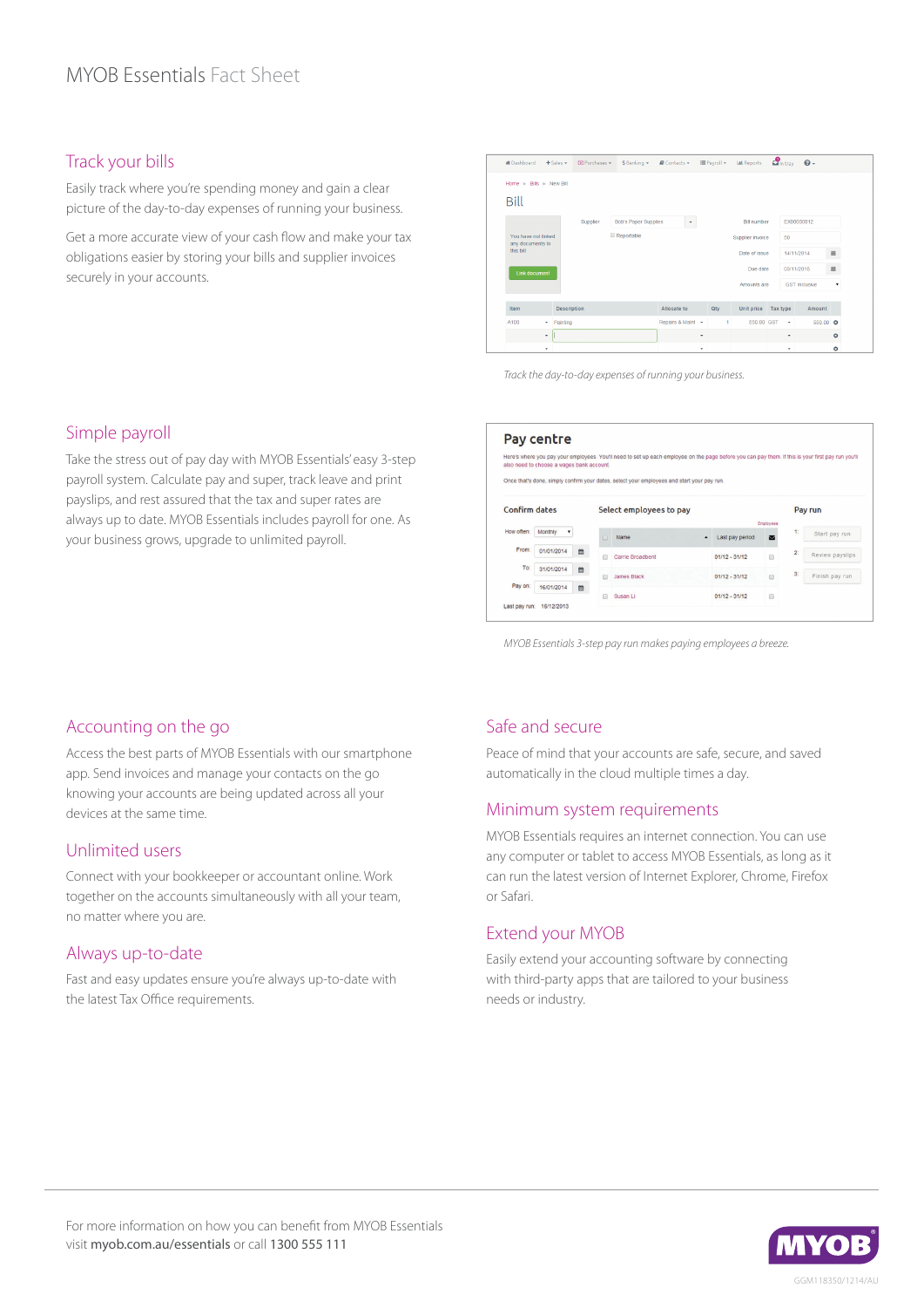MYOB Essentials Fact Sheet

## Track your bills

Easily track where you're spending money and gain a clear picture of the day-to-day expenses of running your business.

Get a more accurate view of your cash flow and make your tax obligations easier by storing your bills and supplier invoices securely in your accounts.

*Track the day-to-day expenses of running your business.*

## Simple payroll

Take the stress out of pay day with MYOB Essentials' easy 3-step payroll system. Calculate pay and super, track leave and print payslips, and rest assured that the tax and super rates are always up to date. MYOB Essentials includes payroll for one. As your business grows, upgrade to unlimited payroll.

*MYOB Essentials 3-step pay run makes paying employees a breeze.*

## Accounting on the go

Access the best parts of MYOB Essentials with our smartphone app. Send invoices and manage your contacts on the go knowing your accounts are being updated across all your devices at the same time.

## Unlimited users

Connect with your bookkeeper or accountant online. Work together on the accounts simultaneously with all your team, no matter where you are.

## Always up-to-date

Fast and easy updates ensure you're always up-to-date with the latest Tax Office requirements.

## Safe and secure

Peace of mind that your accounts are safe, secure, and saved automatically in the cloud multiple times a day.

## Minimum system requirements

MYOB Essentials requires an internet connection. You can use any computer or tablet to access MYOB Essentials, as long as it can run the latest version of Internet Explorer, Chrome, Firefox or Safari.

## Extend your MYOB

Easily extend your accounting software by connecting with third-party apps that are tailored to your business needs or industry.

For more information on how you can benefit from MYOB Essentials visit **myob.com.au/essentials** or call **1300 555 111**

GGM118350/1214/AU